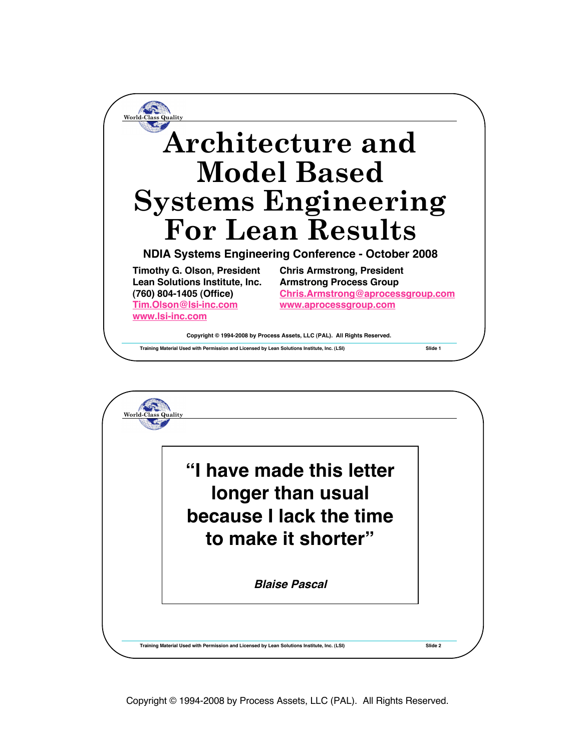# Architecture and Model Based Systems Engineering For Lean Results

**NDIA Systems Engineering Conference - October 2008**

**Timothy G. Olson, President**
**Lean Solutions Institute, Inc.**
**(760) 804-1405 (Office)**
**Tim.Olson@lsi-inc.com**
**www.lsi-inc.com**

**Chris Armstrong, President**
**Armstrong Process Group**
**Chris.Armstrong@aprocessgroup.com**
**www.aprocessgroup.com**

Copyright © 1994-2008 by Process Assets, LLC (PAL). All Rights Reserved.

---

> **"I have made this letter longer than usual because I lack the time to make it shorter"**
>
> ***Blaise Pascal***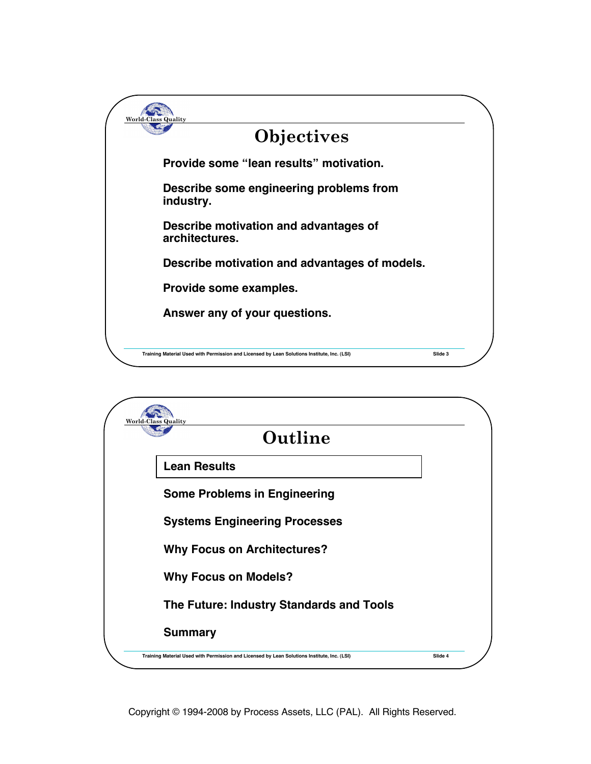## Objectives

Provide some "lean results" motivation.

Describe some engineering problems from industry.

Describe motivation and advantages of architectures.

Describe motivation and advantages of models.

Provide some examples.

Answer any of your questions.

Training Material Used with Permission and Licensed by Lean Solutions Institute, Inc. (LSI)

## Outline

**Lean Results**

Some Problems in Engineering

Systems Engineering Processes

Why Focus on Architectures?

Why Focus on Models?

The Future: Industry Standards and Tools

Summary

Training Material Used with Permission and Licensed by Lean Solutions Institute, Inc. (LSI)

Copyright © 1994-2008 by Process Assets, LLC (PAL). All Rights Reserved.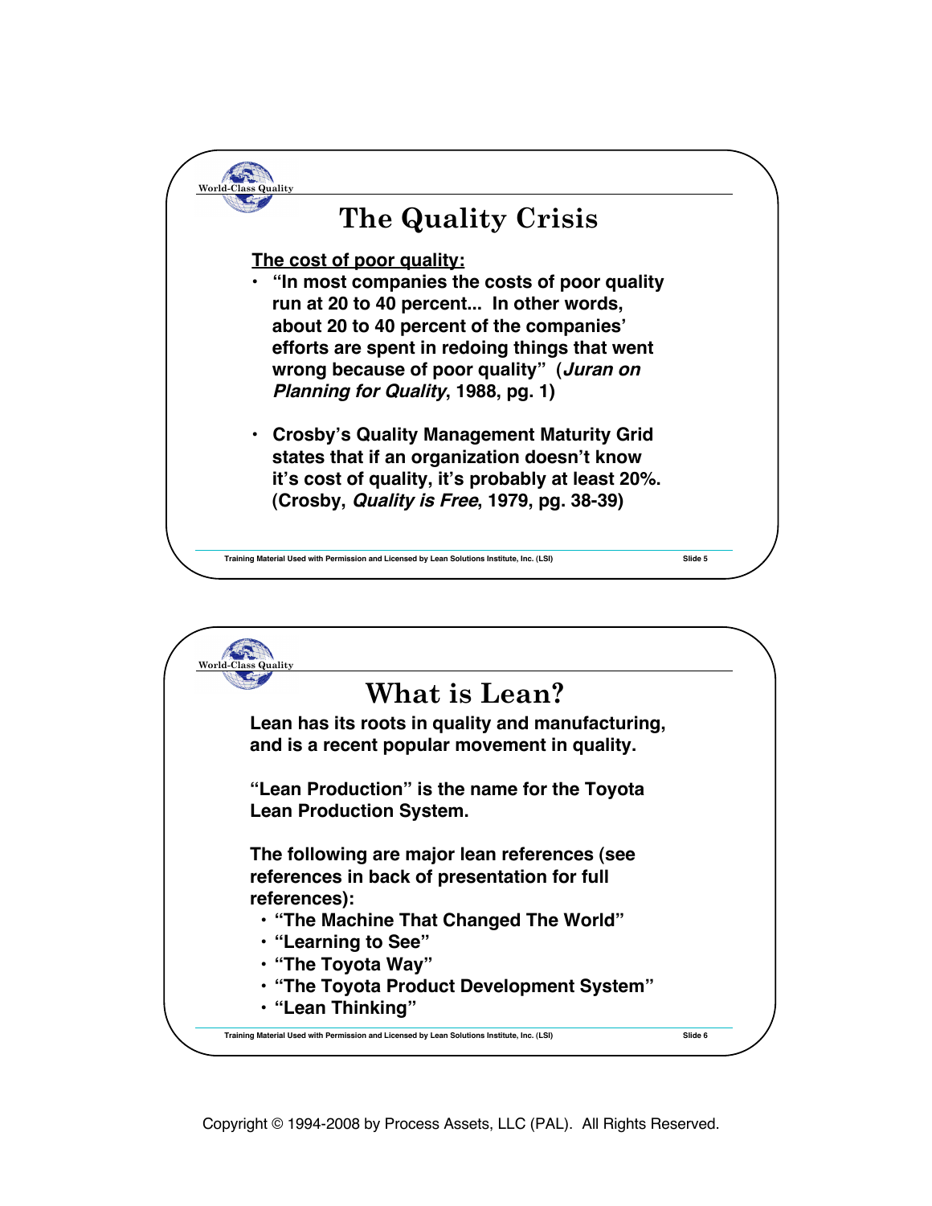## The Quality Crisis

**The cost of poor quality:**

- **"In most companies the costs of poor quality run at 20 to 40 percent... In other words, about 20 to 40 percent of the companies' efforts are spent in redoing things that went wrong because of poor quality" (*Juran on Planning for Quality*, 1988, pg. 1)**

- **Crosby's Quality Management Maturity Grid states that if an organization doesn't know it's cost of quality, it's probably at least 20%. (Crosby, *Quality is Free*, 1979, pg. 38-39)**

Training Material Used with Permission and Licensed by Lean Solutions Institute, Inc. (LSI)

## What is Lean?

**Lean has its roots in quality and manufacturing, and is a recent popular movement in quality.**

**"Lean Production" is the name for the Toyota Lean Production System.**

**The following are major lean references (see references in back of presentation for full references):**

- **"The Machine That Changed The World"**
- **"Learning to See"**
- **"The Toyota Way"**
- **"The Toyota Product Development System"**
- **"Lean Thinking"**

Training Material Used with Permission and Licensed by Lean Solutions Institute, Inc. (LSI)

Copyright © 1994-2008 by Process Assets, LLC (PAL). All Rights Reserved.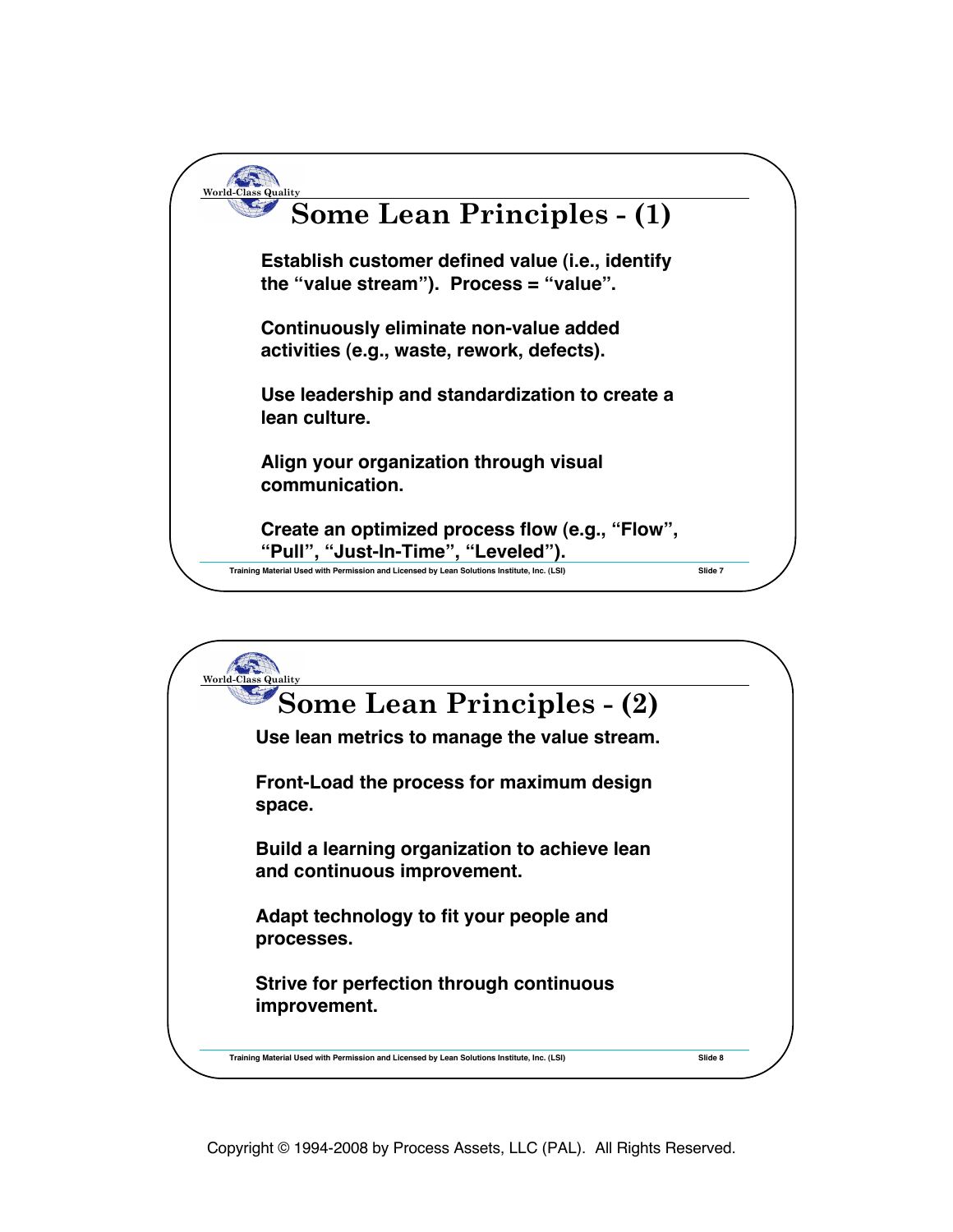## Some Lean Principles - (1)

Establish customer defined value (i.e., identify the "value stream"). Process = "value".

Continuously eliminate non-value added activities (e.g., waste, rework, defects).

Use leadership and standardization to create a lean culture.

Align your organization through visual communication.

Create an optimized process flow (e.g., "Flow", "Pull", "Just-In-Time", "Leveled").

Training Material Used with Permission and Licensed by Lean Solutions Institute, Inc. (LSI)

## Some Lean Principles - (2)

Use lean metrics to manage the value stream.

Front-Load the process for maximum design space.

Build a learning organization to achieve lean and continuous improvement.

Adapt technology to fit your people and processes.

Strive for perfection through continuous improvement.

Training Material Used with Permission and Licensed by Lean Solutions Institute, Inc. (LSI)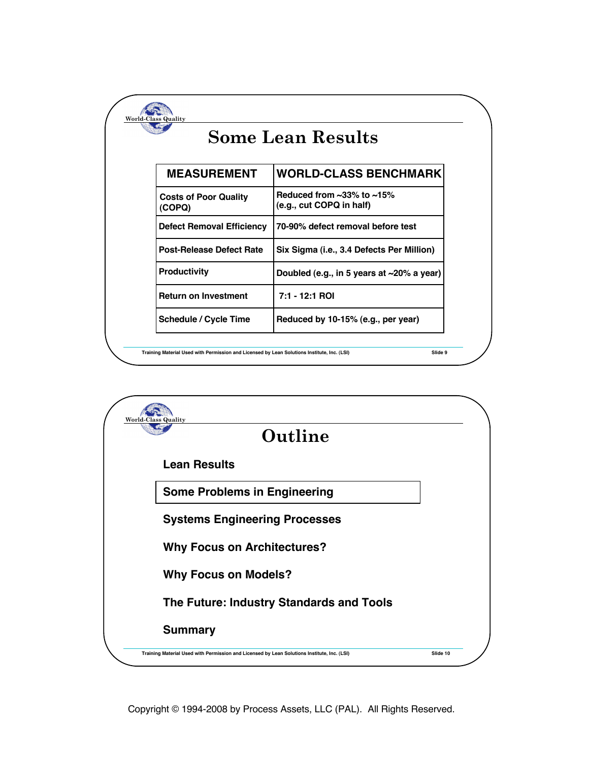## Some Lean Results

| MEASUREMENT | WORLD-CLASS BENCHMARK |
|---|---|
| Costs of Poor Quality (COPQ) | Reduced from ~33% to ~15% (e.g., cut COPQ in half) |
| Defect Removal Efficiency | 70-90% defect removal before test |
| Post-Release Defect Rate | Six Sigma (i.e., 3.4 Defects Per Million) |
| Productivity | Doubled (e.g., in 5 years at ~20% a year) |
| Return on Investment | 7:1 - 12:1 ROI |
| Schedule / Cycle Time | Reduced by 10-15% (e.g., per year) |

Training Material Used with Permission and Licensed by Lean Solutions Institute, Inc. (LSI)

## Outline

- Lean Results
- **Some Problems in Engineering**
- Systems Engineering Processes
- Why Focus on Architectures?
- Why Focus on Models?
- The Future: Industry Standards and Tools
- Summary

Training Material Used with Permission and Licensed by Lean Solutions Institute, Inc. (LSI)

Copyright © 1994-2008 by Process Assets, LLC (PAL). All Rights Reserved.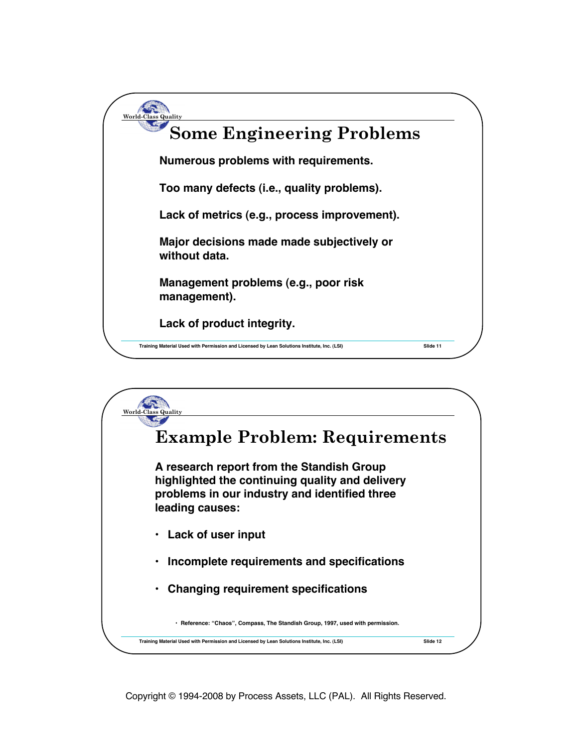## Some Engineering Problems

**Numerous problems with requirements.**

**Too many defects (i.e., quality problems).**

**Lack of metrics (e.g., process improvement).**

**Major decisions made made subjectively or without data.**

**Management problems (e.g., poor risk management).**

**Lack of product integrity.**

## Example Problem: Requirements

**A research report from the Standish Group highlighted the continuing quality and delivery problems in our industry and identified three leading causes:**

- **Lack of user input**
- **Incomplete requirements and specifications**
- **Changing requirement specifications**

- **Reference: "Chaos", Compass, The Standish Group, 1997, used with permission.**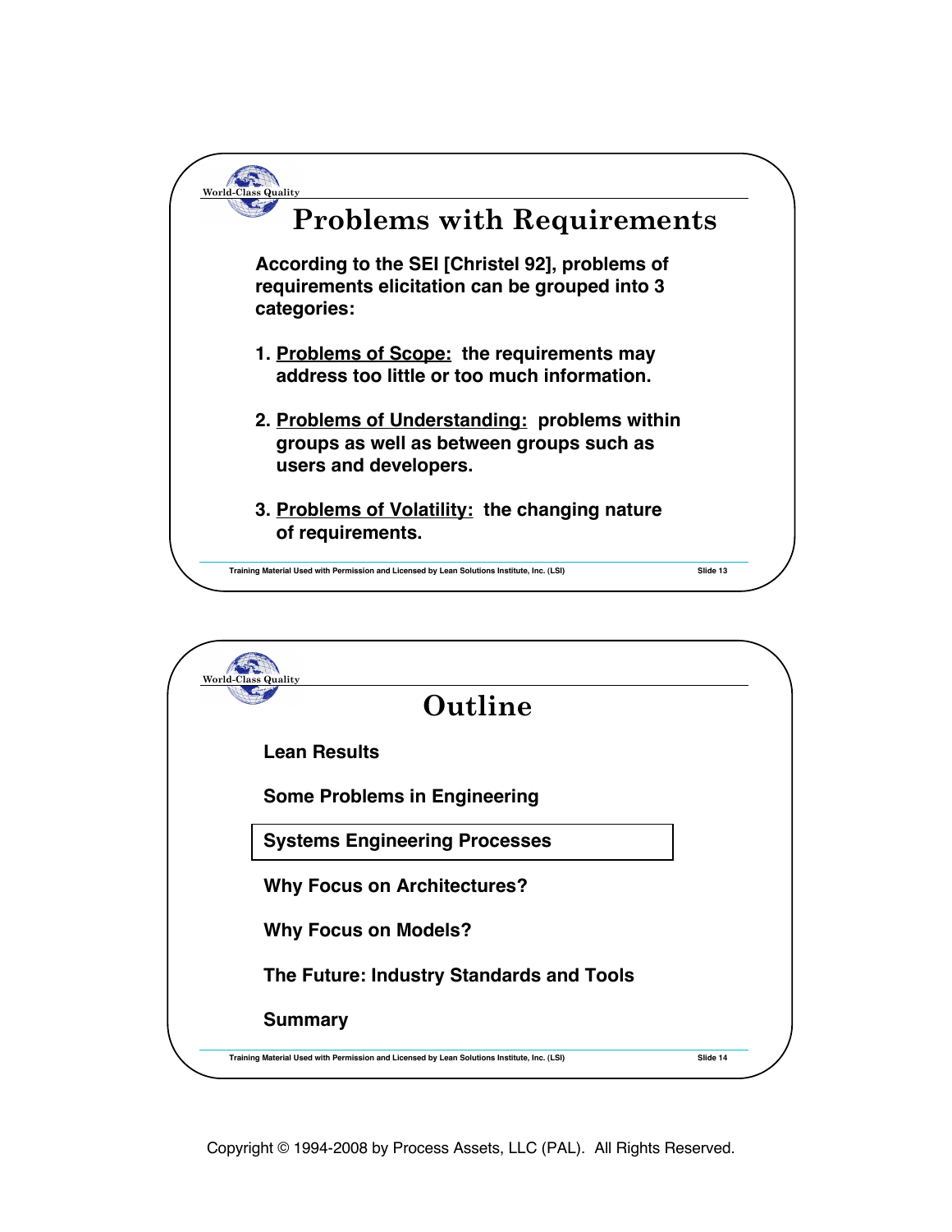## Problems with Requirements

According to the SEI [Christel 92], problems of requirements elicitation can be grouped into 3 categories:

1. Problems of Scope: the requirements may address too little or too much information.
2. Problems of Understanding: problems within groups as well as between groups such as users and developers.
3. Problems of Volatility: the changing nature of requirements.

## Outline

- Lean Results
- Some Problems in Engineering
- **Systems Engineering Processes**
- Why Focus on Architectures?
- Why Focus on Models?
- The Future: Industry Standards and Tools
- Summary

Copyright © 1994-2008 by Process Assets, LLC (PAL). All Rights Reserved.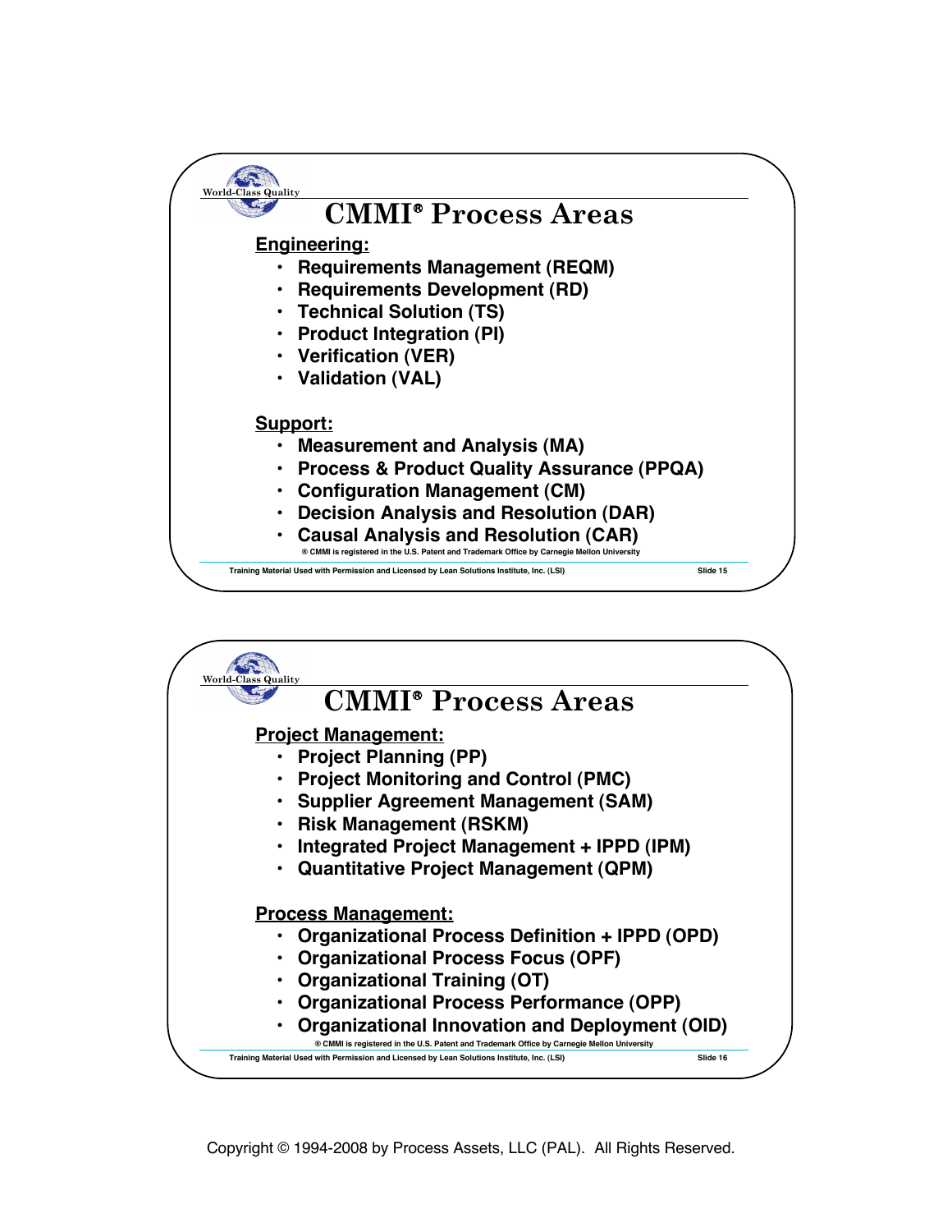## CMMI® Process Areas

**Engineering:**

- Requirements Management (REQM)
- Requirements Development (RD)
- Technical Solution (TS)
- Product Integration (PI)
- Verification (VER)
- Validation (VAL)

**Support:**

- Measurement and Analysis (MA)
- Process & Product Quality Assurance (PPQA)
- Configuration Management (CM)
- Decision Analysis and Resolution (DAR)
- Causal Analysis and Resolution (CAR)

® CMMI is registered in the U.S. Patent and Trademark Office by Carnegie Mellon University

Training Material Used with Permission and Licensed by Lean Solutions Institute, Inc. (LSI)

## CMMI® Process Areas

**Project Management:**

- Project Planning (PP)
- Project Monitoring and Control (PMC)
- Supplier Agreement Management (SAM)
- Risk Management (RSKM)
- Integrated Project Management + IPPD (IPM)
- Quantitative Project Management (QPM)

**Process Management:**

- Organizational Process Definition + IPPD (OPD)
- Organizational Process Focus (OPF)
- Organizational Training (OT)
- Organizational Process Performance (OPP)
- Organizational Innovation and Deployment (OID)

® CMMI is registered in the U.S. Patent and Trademark Office by Carnegie Mellon University

Training Material Used with Permission and Licensed by Lean Solutions Institute, Inc. (LSI)

Copyright © 1994-2008 by Process Assets, LLC (PAL). All Rights Reserved.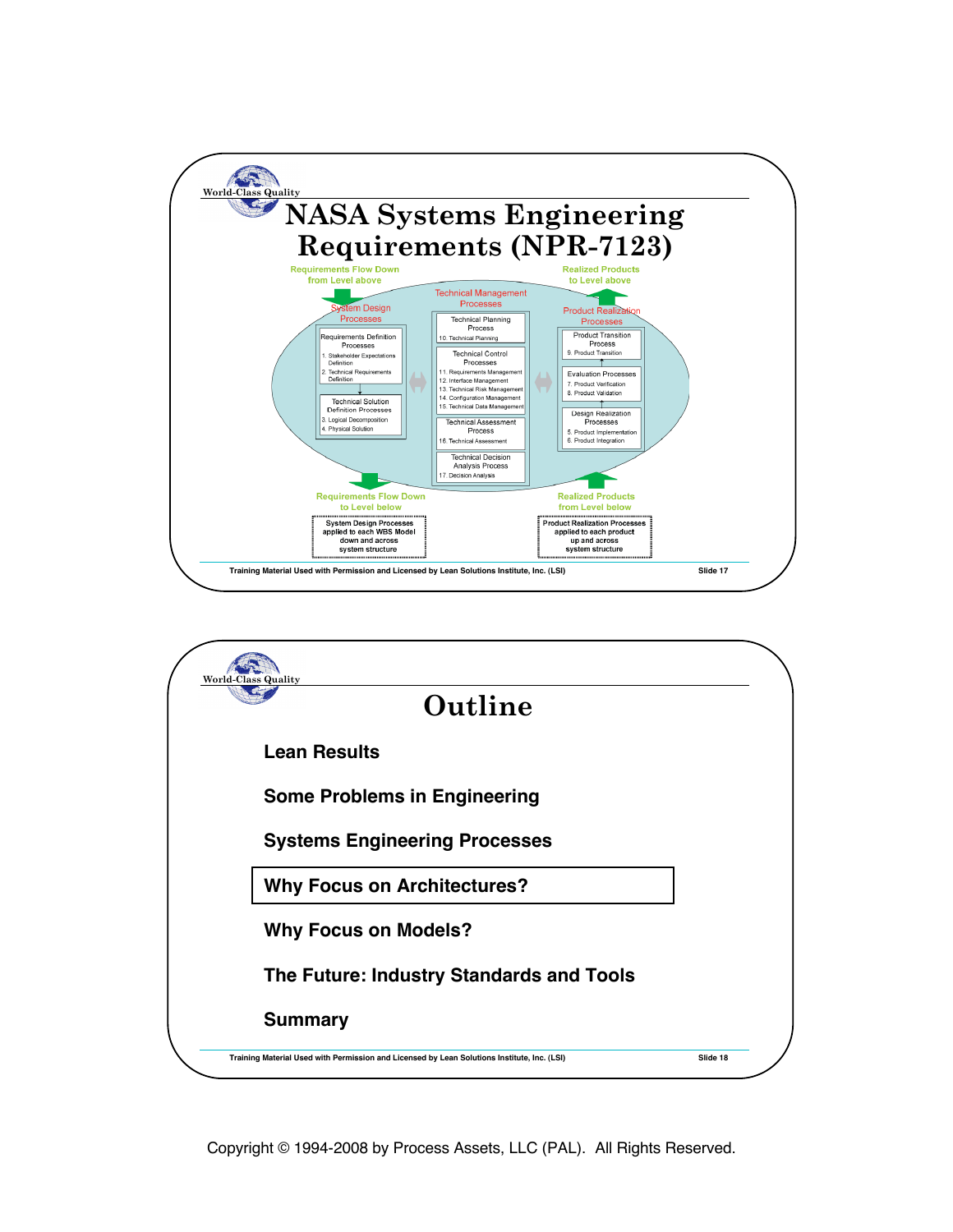World-Class Quality

# NASA Systems Engineering Requirements (NPR-7123)

Requirements Flow Down from Level above

Realized Products to Level above

System Design Processes

- Requirements Definition Processes
  - 1. Stakeholder Expectations Definition
  - 2. Technical Requirements Definition
- Technical Solution Definition Processes
  - 3. Logical Decomposition
  - 4. Physical Solution

Technical Management Processes

- Technical Planning Process
  - 10. Technical Planning
- Technical Control Processes
  - 11. Requirements Management
  - 12. Interface Management
  - 13. Technical Risk Management
  - 14. Configuration Management
  - 15. Technical Data Management
- Technical Assessment Process
  - 16. Technical Assessment
- Technical Decision Analysis Process
  - 17. Decision Analysis

Product Realization Processes

- Product Transition Process
  - 9. Product Transition
- Evaluation Processes
  - 7. Product Verification
  - 8. Product Validation
- Design Realization Processes
  - 5. Product Implementation
  - 6. Product Integration

Requirements Flow Down to Level below

System Design Processes applied to each WBS Model down and across system structure

Realized Products from Level below

Product Realization Processes applied to each product up and across system structure

Training Material Used with Permission and Licensed by Lean Solutions Institute, Inc. (LSI)

Slide 17

World-Class Quality

# Outline

- Lean Results
- Some Problems in Engineering
- Systems Engineering Processes
- **Why Focus on Architectures?**
- Why Focus on Models?
- The Future: Industry Standards and Tools
- Summary

Training Material Used with Permission and Licensed by Lean Solutions Institute, Inc. (LSI)

Slide 18

Copyright © 1994-2008 by Process Assets, LLC (PAL). All Rights Reserved.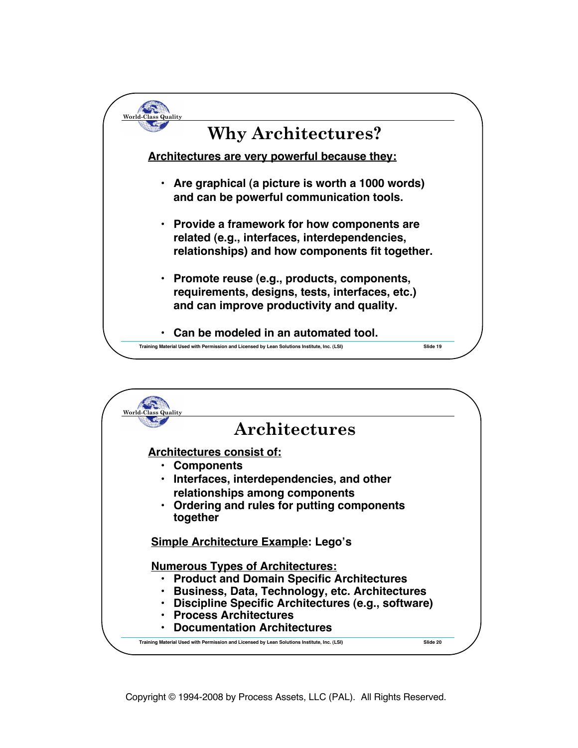## Why Architectures?

**Architectures are very powerful because they:**

- **Are graphical (a picture is worth a 1000 words) and can be powerful communication tools.**
- **Provide a framework for how components are related (e.g., interfaces, interdependencies, relationships) and how components fit together.**
- **Promote reuse (e.g., products, components, requirements, designs, tests, interfaces, etc.) and can improve productivity and quality.**
- **Can be modeled in an automated tool.**

Training Material Used with Permission and Licensed by Lean Solutions Institute, Inc. (LSI) — Slide 19

## Architectures

**Architectures consist of:**

- **Components**
- **Interfaces, interdependencies, and other relationships among components**
- **Ordering and rules for putting components together**

**Simple Architecture Example: Lego's**

**Numerous Types of Architectures:**

- **Product and Domain Specific Architectures**
- **Business, Data, Technology, etc. Architectures**
- **Discipline Specific Architectures (e.g., software)**
- **Process Architectures**
- **Documentation Architectures**

Training Material Used with Permission and Licensed by Lean Solutions Institute, Inc. (LSI) — Slide 20

Copyright © 1994-2008 by Process Assets, LLC (PAL). All Rights Reserved.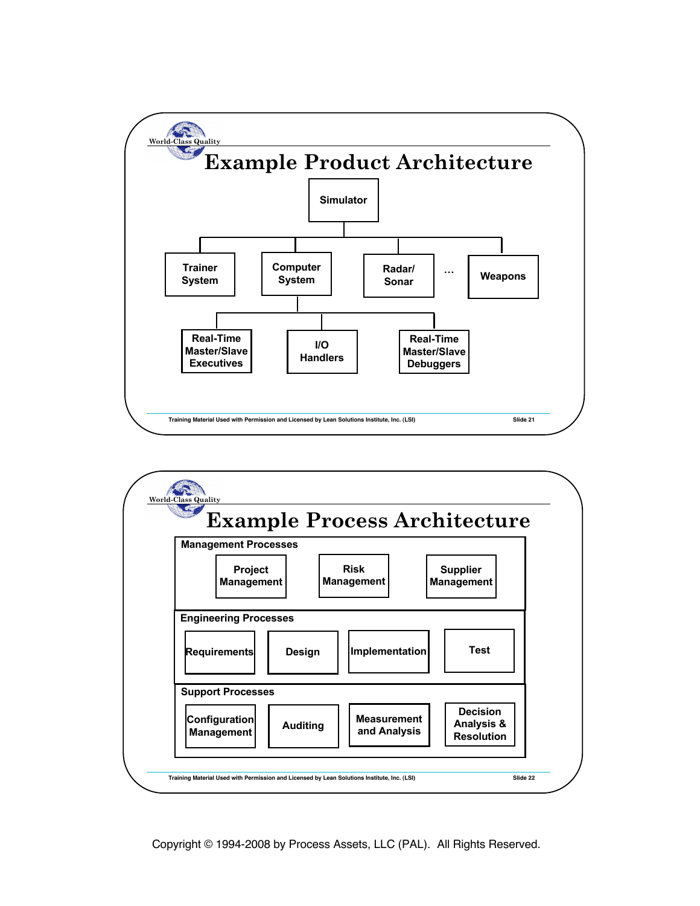## Example Product Architecture

- Simulator
  - Trainer System
  - Computer System
    - Real-Time Master/Slave Executives
    - I/O Handlers
    - Real-Time Master/Slave Debuggers
  - Radar/ Sonar
  - …
  - Weapons

## Example Process Architecture

**Management Processes**

- Project Management
- Risk Management
- Supplier Management

**Engineering Processes**

- Requirements
- Design
- Implementation
- Test

**Support Processes**

- Configuration Management
- Auditing
- Measurement and Analysis
- Decision Analysis & Resolution

Copyright © 1994-2008 by Process Assets, LLC (PAL). All Rights Reserved.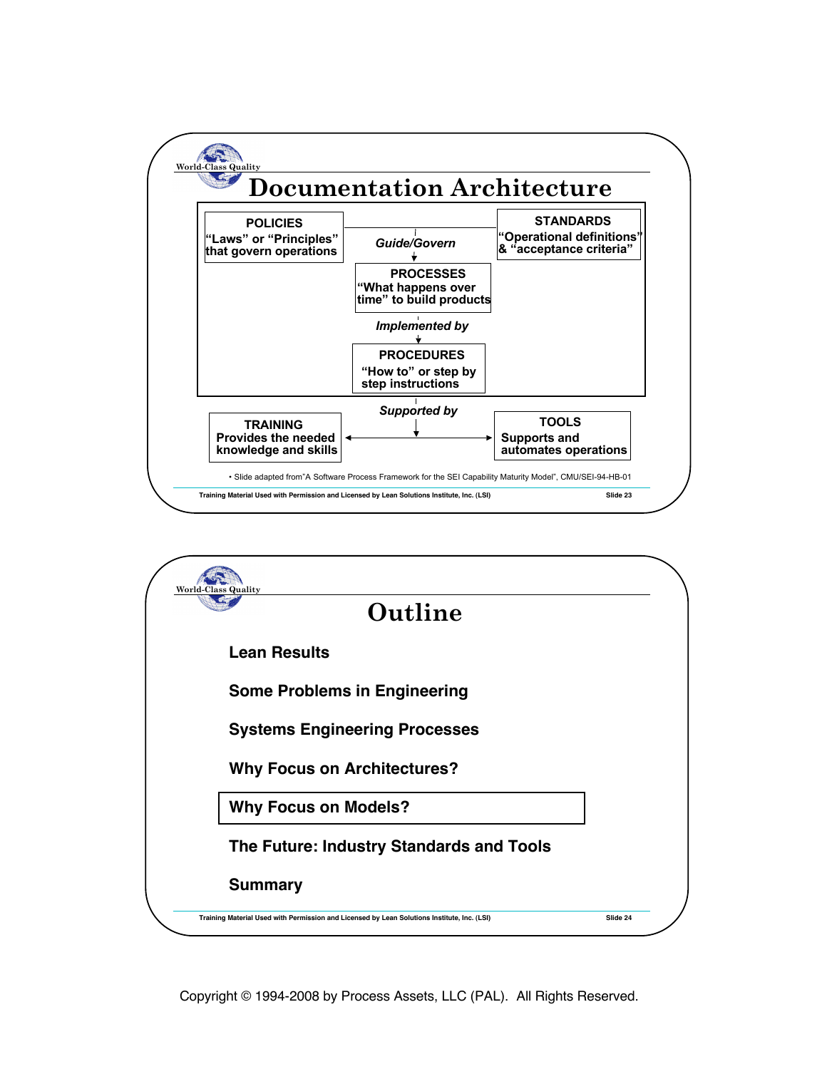## Documentation Architecture

**POLICIES**
"Laws" or "Principles" that govern operations

**STANDARDS**
"Operational definitions" & "acceptance criteria"

*Guide/Govern*

**PROCESSES**
"What happens over time" to build products

*Implemented by*

**PROCEDURES**
"How to" or step by step instructions

*Supported by*

**TRAINING**
Provides the needed knowledge and skills

**TOOLS**
Supports and automates operations

- Slide adapted from"A Software Process Framework for the SEI Capability Maturity Model", CMU/SEI-94-HB-01

Training Material Used with Permission and Licensed by Lean Solutions Institute, Inc. (LSI)

## Outline

**Lean Results**

**Some Problems in Engineering**

**Systems Engineering Processes**

**Why Focus on Architectures?**

**Why Focus on Models?**

**The Future: Industry Standards and Tools**

**Summary**

Training Material Used with Permission and Licensed by Lean Solutions Institute, Inc. (LSI)

Copyright © 1994-2008 by Process Assets, LLC (PAL). All Rights Reserved.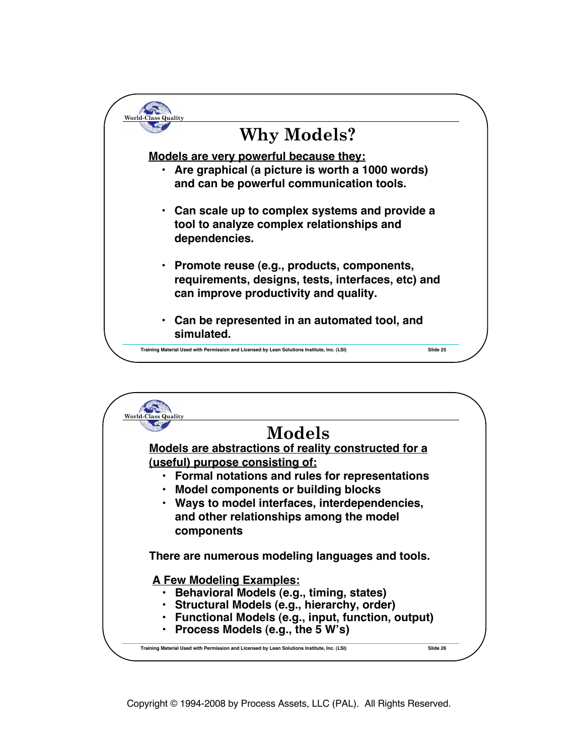## Why Models?

**Models are very powerful because they:**

- **Are graphical (a picture is worth a 1000 words) and can be powerful communication tools.**
- **Can scale up to complex systems and provide a tool to analyze complex relationships and dependencies.**
- **Promote reuse (e.g., products, components, requirements, designs, tests, interfaces, etc) and can improve productivity and quality.**
- **Can be represented in an automated tool, and simulated.**

Training Material Used with Permission and Licensed by Lean Solutions Institute, Inc. (LSI)

## Models

**Models are abstractions of reality constructed for a (useful) purpose consisting of:**

- **Formal notations and rules for representations**
- **Model components or building blocks**
- **Ways to model interfaces, interdependencies, and other relationships among the model components**

**There are numerous modeling languages and tools.**

**A Few Modeling Examples:**

- **Behavioral Models (e.g., timing, states)**
- **Structural Models (e.g., hierarchy, order)**
- **Functional Models (e.g., input, function, output)**
- **Process Models (e.g., the 5 W's)**

Training Material Used with Permission and Licensed by Lean Solutions Institute, Inc. (LSI)

Copyright © 1994-2008 by Process Assets, LLC (PAL). All Rights Reserved.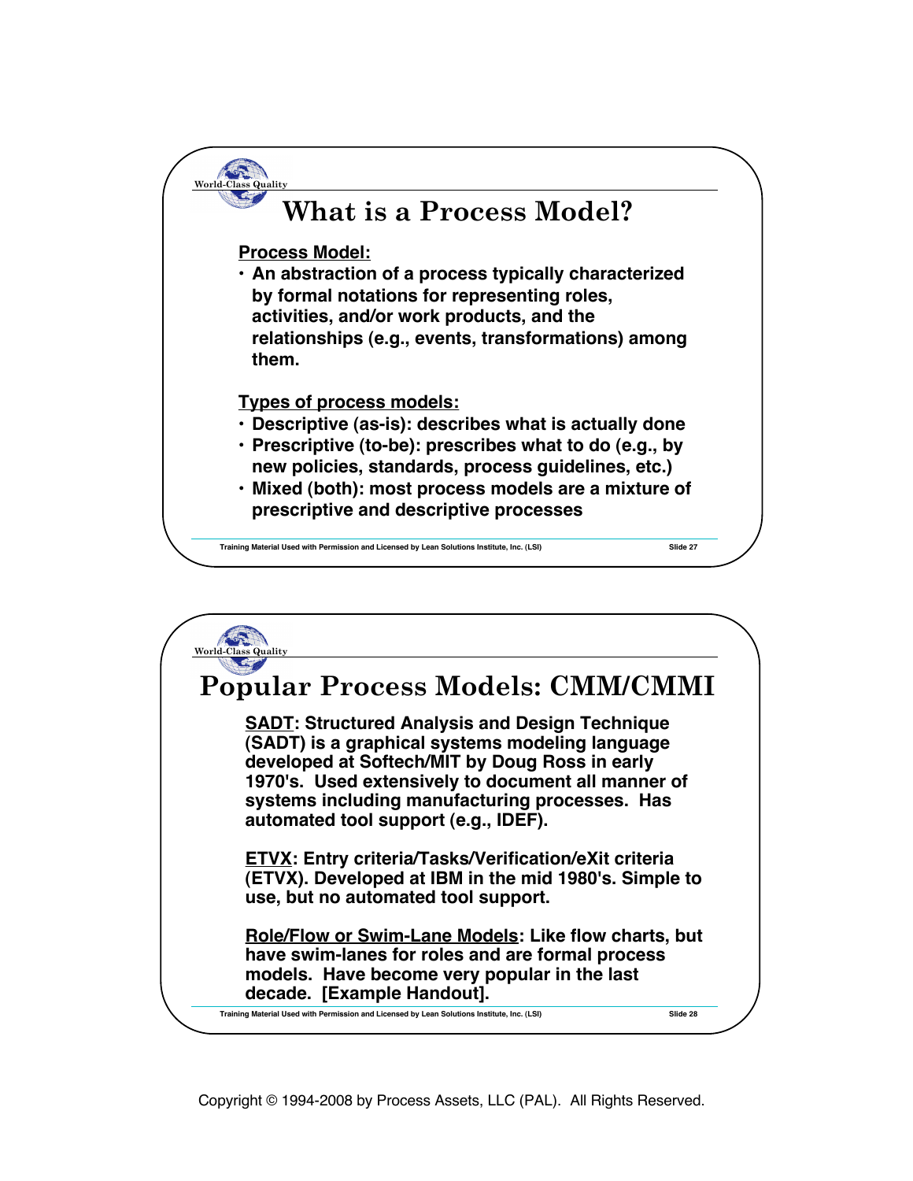## What is a Process Model?

**Process Model:**

- **An abstraction of a process typically characterized by formal notations for representing roles, activities, and/or work products, and the relationships (e.g., events, transformations) among them.**

**Types of process models:**

- **Descriptive (as-is): describes what is actually done**
- **Prescriptive (to-be): prescribes what to do (e.g., by new policies, standards, process guidelines, etc.)**
- **Mixed (both): most process models are a mixture of prescriptive and descriptive processes**

## Popular Process Models: CMM/CMMI

**SADT: Structured Analysis and Design Technique (SADT) is a graphical systems modeling language developed at Softech/MIT by Doug Ross in early 1970's. Used extensively to document all manner of systems including manufacturing processes. Has automated tool support (e.g., IDEF).**

**ETVX: Entry criteria/Tasks/Verification/eXit criteria (ETVX). Developed at IBM in the mid 1980's. Simple to use, but no automated tool support.**

**Role/Flow or Swim-Lane Models: Like flow charts, but have swim-lanes for roles and are formal process models. Have become very popular in the last decade. [Example Handout].**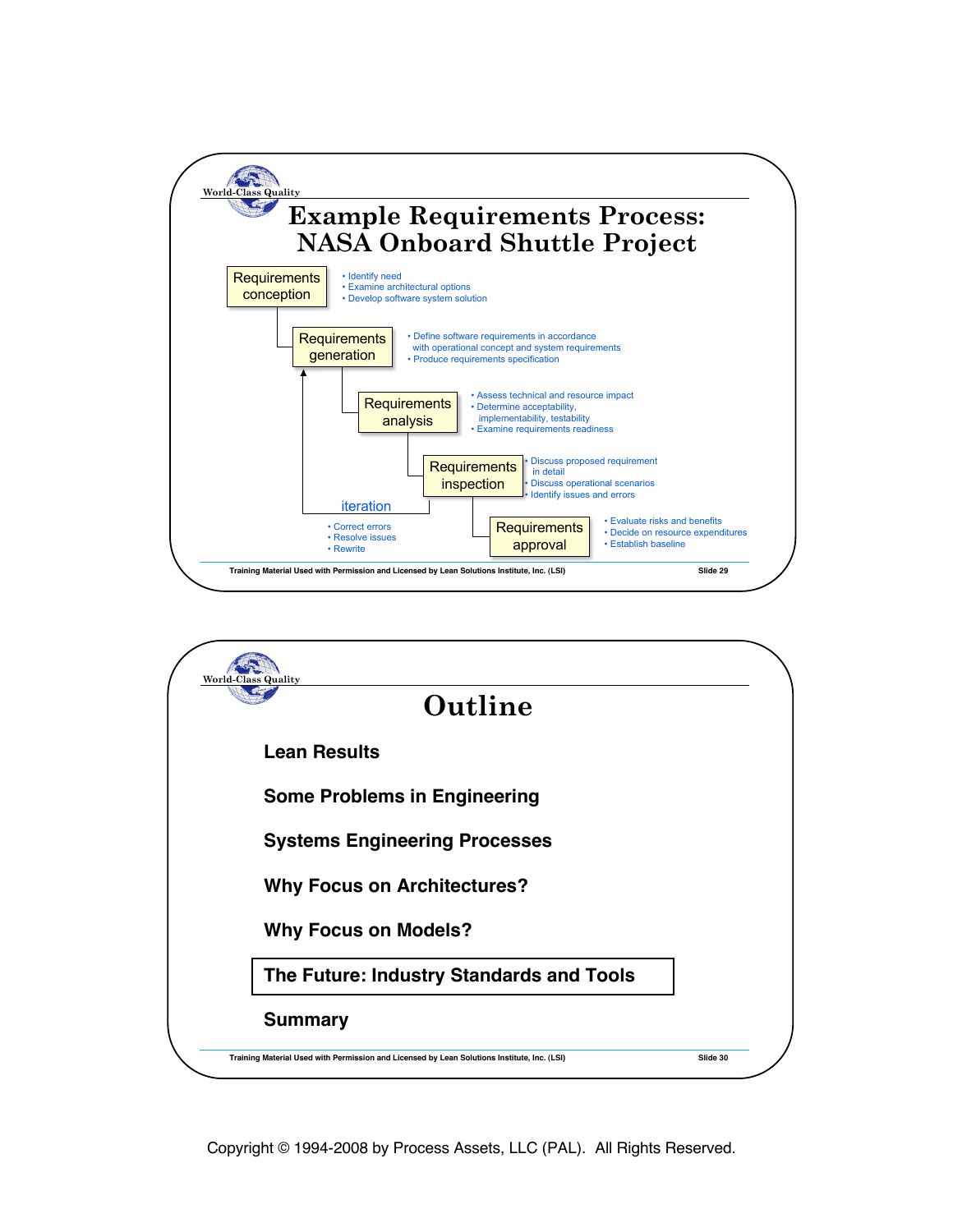## Example Requirements Process: NASA Onboard Shuttle Project

**Requirements conception**
- Identify need
- Examine architectural options
- Develop software system solution

**Requirements generation**
- Define software requirements in accordance with operational concept and system requirements
- Produce requirements specification

**Requirements analysis**
- Assess technical and resource impact
- Determine acceptability, implementability, testability
- Examine requirements readiness

**Requirements inspection**
- Discuss proposed requirement in detail
- Discuss operational scenarios
- Identify issues and errors

**Requirements approval**
- Evaluate risks and benefits
- Decide on resource expenditures
- Establish baseline

**iteration** (from Requirements inspection back to Requirements generation)
- Correct errors
- Resolve issues
- Rewrite

Training Material Used with Permission and Licensed by Lean Solutions Institute, Inc. (LSI)

## Outline

**Lean Results**

**Some Problems in Engineering**

**Systems Engineering Processes**

**Why Focus on Architectures?**

**Why Focus on Models?**

**The Future: Industry Standards and Tools**

**Summary**

Training Material Used with Permission and Licensed by Lean Solutions Institute, Inc. (LSI)

Copyright © 1994-2008 by Process Assets, LLC (PAL). All Rights Reserved.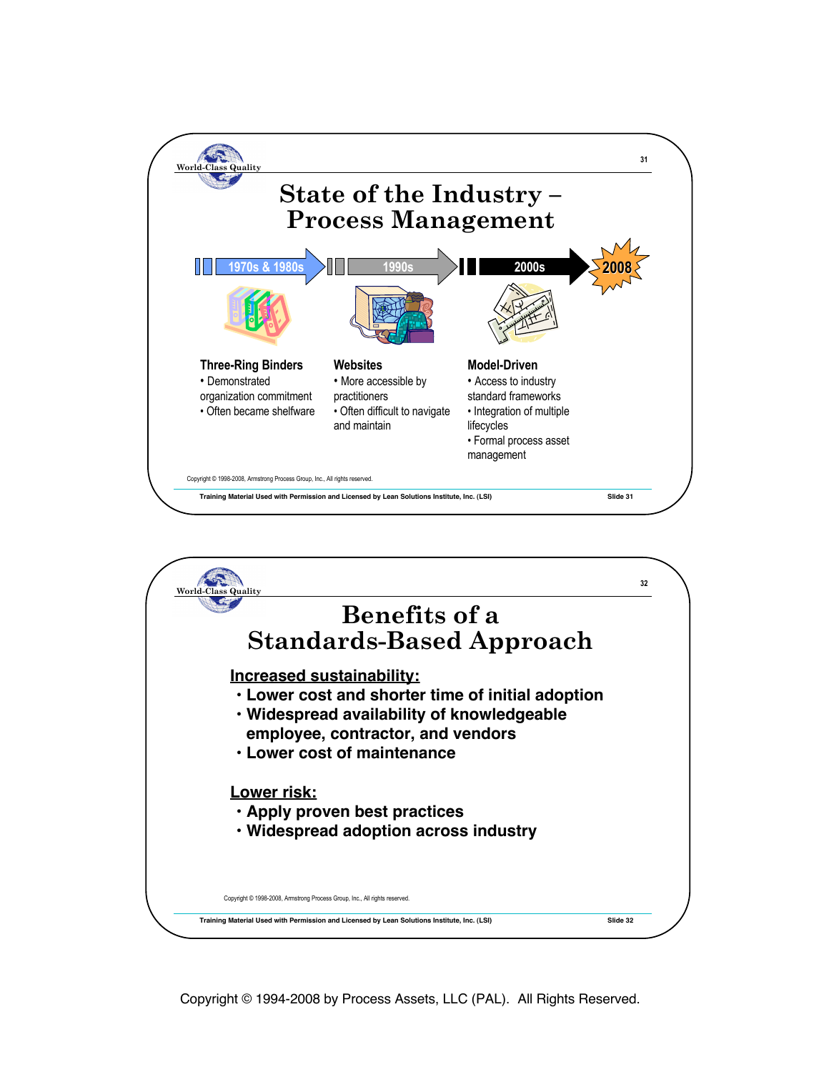## State of the Industry – Process Management

1970s & 1980s → 1990s → 2000s → 2008

**Three-Ring Binders**
- Demonstrated organization commitment
- Often became shelfware

**Websites**
- More accessible by practitioners
- Often difficult to navigate and maintain

**Model-Driven**
- Access to industry standard frameworks
- Integration of multiple lifecycles
- Formal process asset management

Copyright © 1998-2008, Armstrong Process Group, Inc., All rights reserved.

## Benefits of a Standards-Based Approach

**Increased sustainability:**
- Lower cost and shorter time of initial adoption
- Widespread availability of knowledgeable employee, contractor, and vendors
- Lower cost of maintenance

**Lower risk:**
- Apply proven best practices
- Widespread adoption across industry

Copyright © 1998-2008, Armstrong Process Group, Inc., All rights reserved.

Copyright © 1994-2008 by Process Assets, LLC (PAL). All Rights Reserved.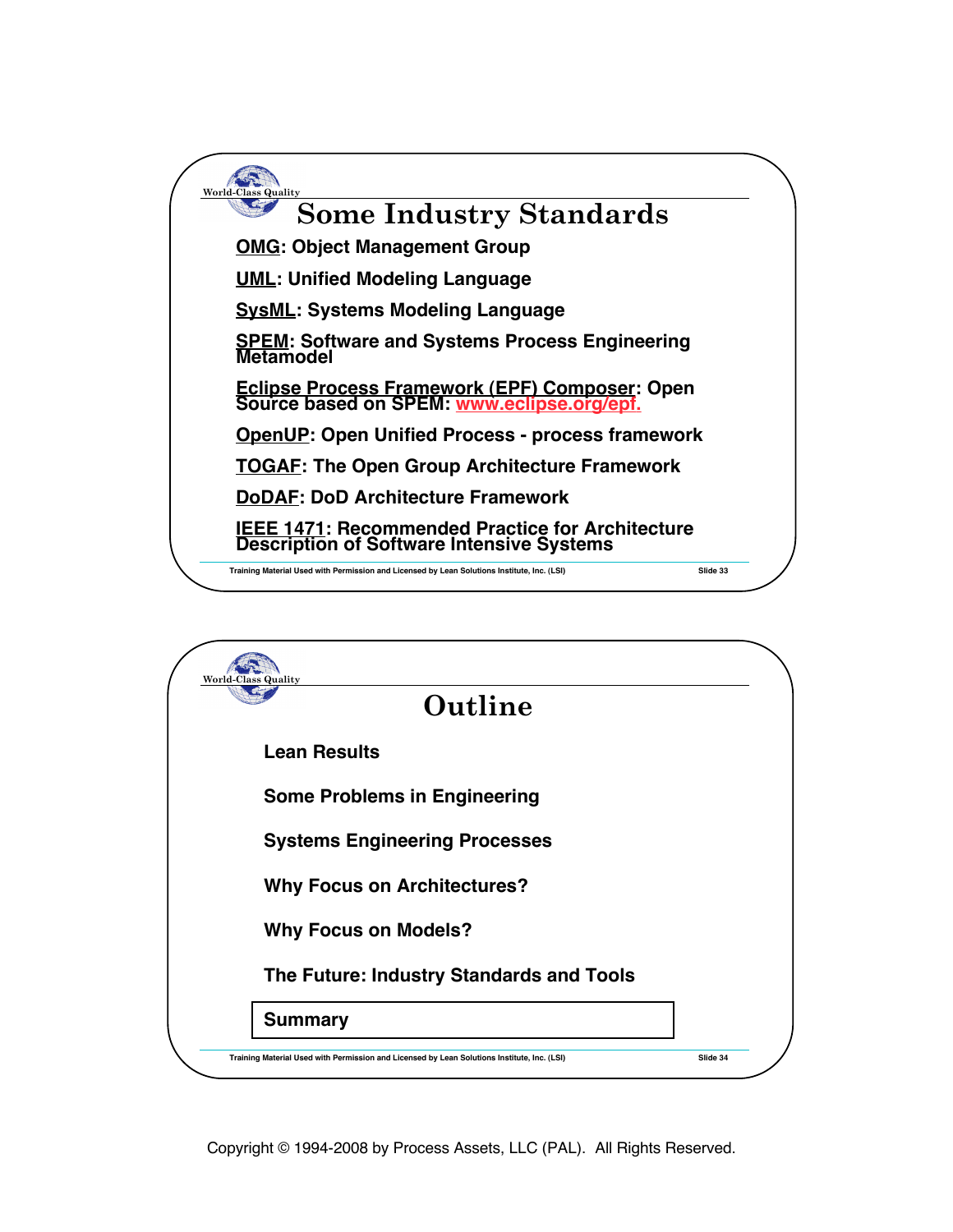## Some Industry Standards

**OMG: Object Management Group**

**UML: Unified Modeling Language**

**SysML: Systems Modeling Language**

**SPEM: Software and Systems Process Engineering Metamodel**

**Eclipse Process Framework (EPF) Composer: Open Source based on SPEM: www.eclipse.org/epf.**

**OpenUP: Open Unified Process - process framework**

**TOGAF: The Open Group Architecture Framework**

**DoDAF: DoD Architecture Framework**

**IEEE 1471: Recommended Practice for Architecture Description of Software Intensive Systems**

Training Material Used with Permission and Licensed by Lean Solutions Institute, Inc. (LSI) — Slide 33

## Outline

**Lean Results**

**Some Problems in Engineering**

**Systems Engineering Processes**

**Why Focus on Architectures?**

**Why Focus on Models?**

**The Future: Industry Standards and Tools**

**Summary**

Training Material Used with Permission and Licensed by Lean Solutions Institute, Inc. (LSI) — Slide 34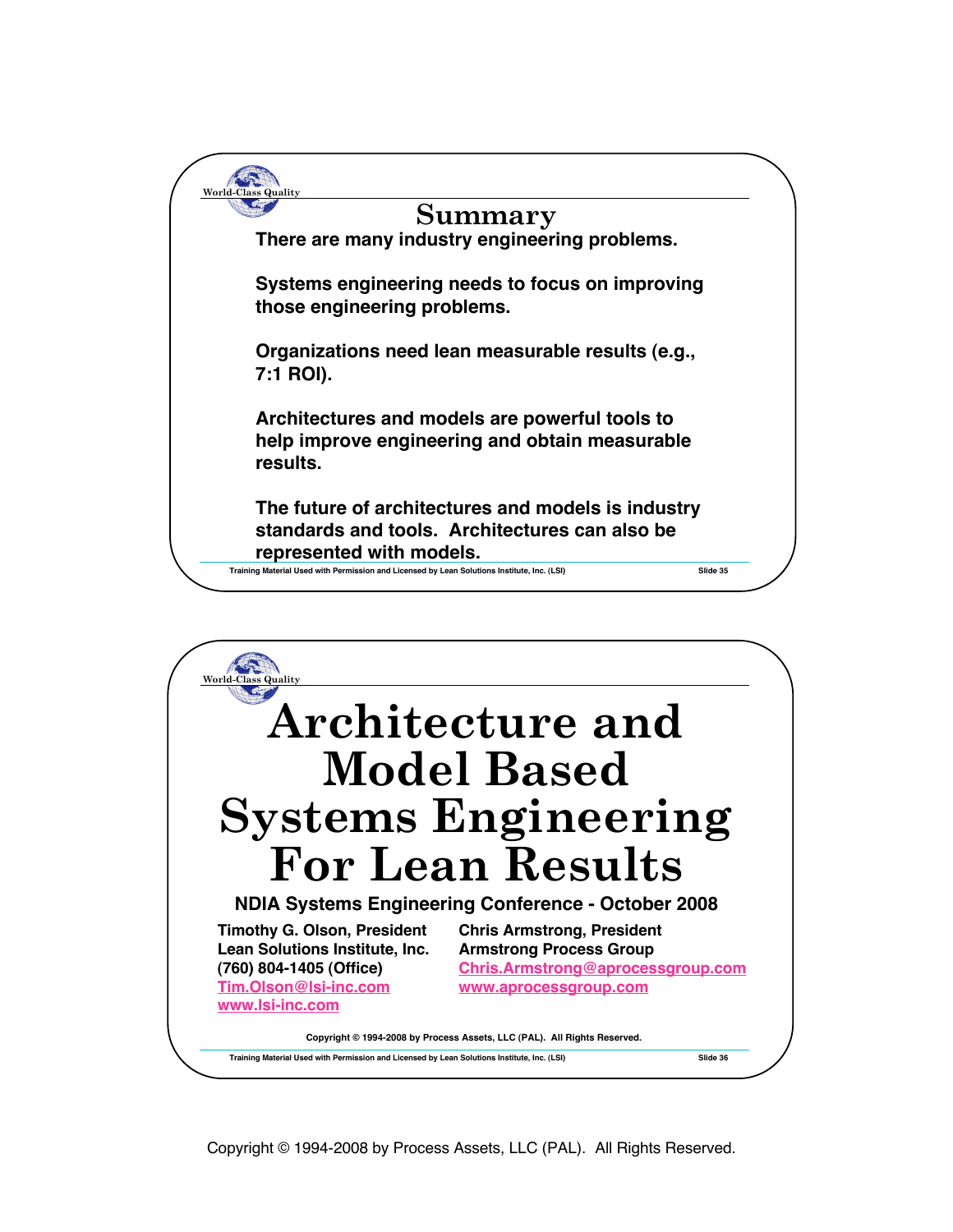## Summary

There are many industry engineering problems.

Systems engineering needs to focus on improving those engineering problems.

Organizations need lean measurable results (e.g., 7:1 ROI).

Architectures and models are powerful tools to help improve engineering and obtain measurable results.

The future of architectures and models is industry standards and tools. Architectures can also be represented with models.

# Architecture and Model Based Systems Engineering For Lean Results

**NDIA Systems Engineering Conference - October 2008**

**Timothy G. Olson, President**
**Lean Solutions Institute, Inc.**
**(760) 804-1405 (Office)**
**Tim.Olson@lsi-inc.com**
**www.lsi-inc.com**

**Chris Armstrong, President**
**Armstrong Process Group**
**Chris.Armstrong@aprocessgroup.com**
**www.aprocessgroup.com**

Copyright © 1994-2008 by Process Assets, LLC (PAL). All Rights Reserved.